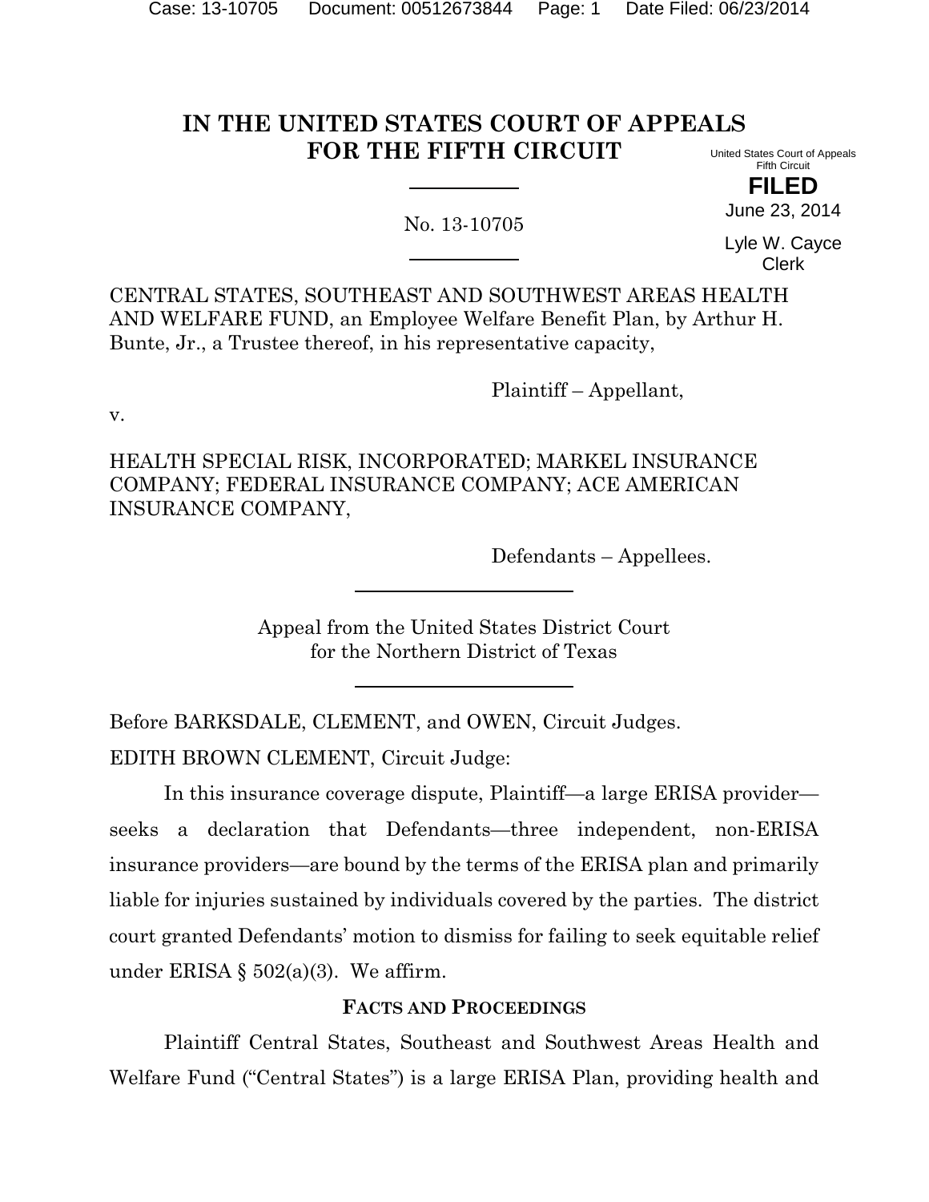# IN THE UNITED STATES COURT OF APPEALS FOR THE FIFTH CIRCUIT

United States Court of Appeals
Fifth Circuit

**FILED**

June 23, 2014

Lyle W. Cayce
Clerk

No. 13-10705

CENTRAL STATES, SOUTHEAST AND SOUTHWEST AREAS HEALTH AND WELFARE FUND, an Employee Welfare Benefit Plan, by Arthur H. Bunte, Jr., a Trustee thereof, in his representative capacity,

Plaintiff – Appellant,

v.

HEALTH SPECIAL RISK, INCORPORATED; MARKEL INSURANCE COMPANY; FEDERAL INSURANCE COMPANY; ACE AMERICAN INSURANCE COMPANY,

Defendants – Appellees.

Appeal from the United States District Court
for the Northern District of Texas

Before BARKSDALE, CLEMENT, and OWEN, Circuit Judges.

EDITH BROWN CLEMENT, Circuit Judge:

In this insurance coverage dispute, Plaintiff—a large ERISA provider—seeks a declaration that Defendants—three independent, non-ERISA insurance providers—are bound by the terms of the ERISA plan and primarily liable for injuries sustained by individuals covered by the parties. The district court granted Defendants' motion to dismiss for failing to seek equitable relief under ERISA § 502(a)(3). We affirm.

## FACTS AND PROCEEDINGS

Plaintiff Central States, Southeast and Southwest Areas Health and Welfare Fund ("Central States") is a large ERISA Plan, providing health and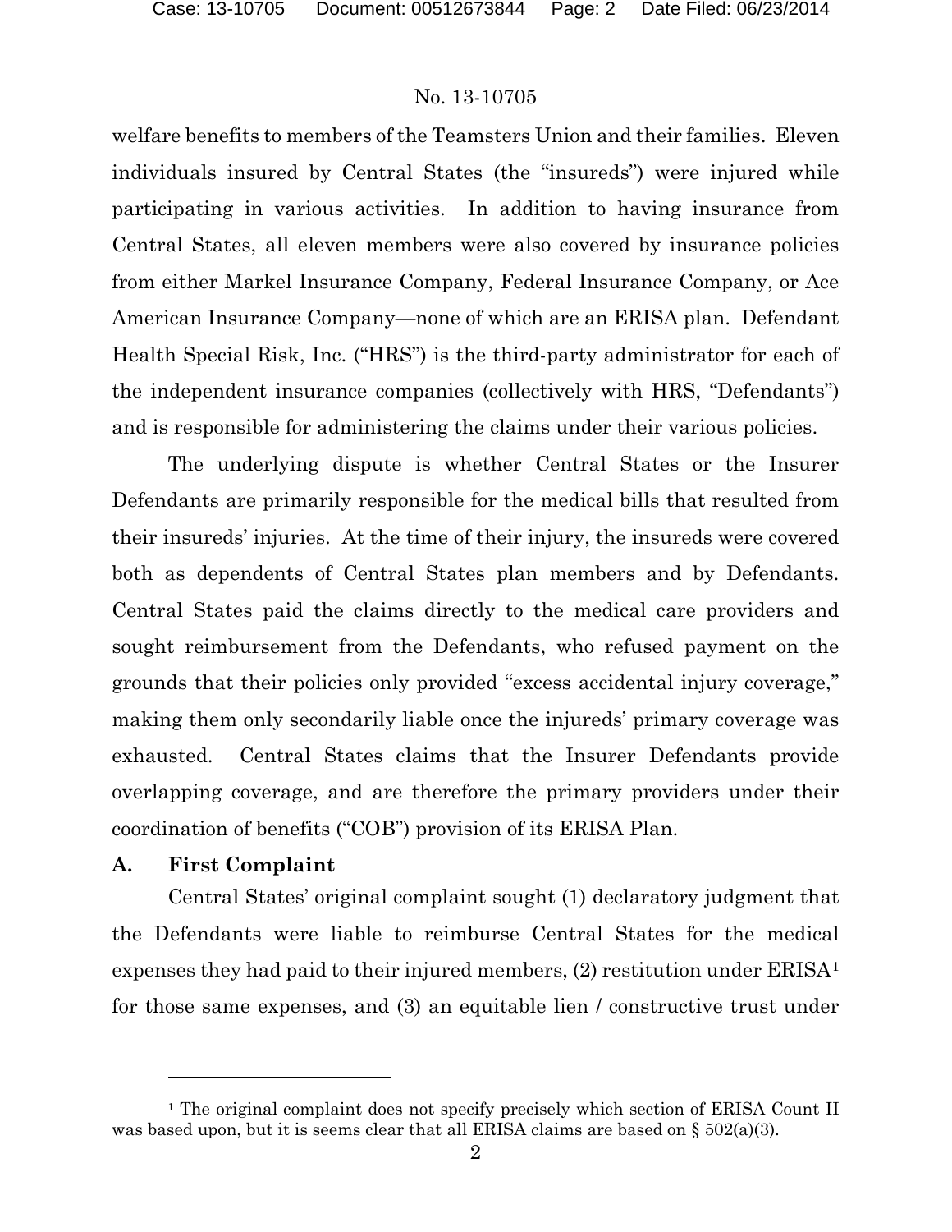welfare benefits to members of the Teamsters Union and their families. Eleven individuals insured by Central States (the "insureds") were injured while participating in various activities. In addition to having insurance from Central States, all eleven members were also covered by insurance policies from either Markel Insurance Company, Federal Insurance Company, or Ace American Insurance Company—none of which are an ERISA plan. Defendant Health Special Risk, Inc. ("HRS") is the third-party administrator for each of the independent insurance companies (collectively with HRS, "Defendants") and is responsible for administering the claims under their various policies.

The underlying dispute is whether Central States or the Insurer Defendants are primarily responsible for the medical bills that resulted from their insureds' injuries. At the time of their injury, the insureds were covered both as dependents of Central States plan members and by Defendants. Central States paid the claims directly to the medical care providers and sought reimbursement from the Defendants, who refused payment on the grounds that their policies only provided "excess accidental injury coverage," making them only secondarily liable once the injureds' primary coverage was exhausted. Central States claims that the Insurer Defendants provide overlapping coverage, and are therefore the primary providers under their coordination of benefits ("COB") provision of its ERISA Plan.

## A. First Complaint

Central States' original complaint sought (1) declaratory judgment that the Defendants were liable to reimburse Central States for the medical expenses they had paid to their injured members, (2) restitution under ERISA[1] for those same expenses, and (3) an equitable lien / constructive trust under

[1] The original complaint does not specify precisely which section of ERISA Count II was based upon, but it is seems clear that all ERISA claims are based on § 502(a)(3).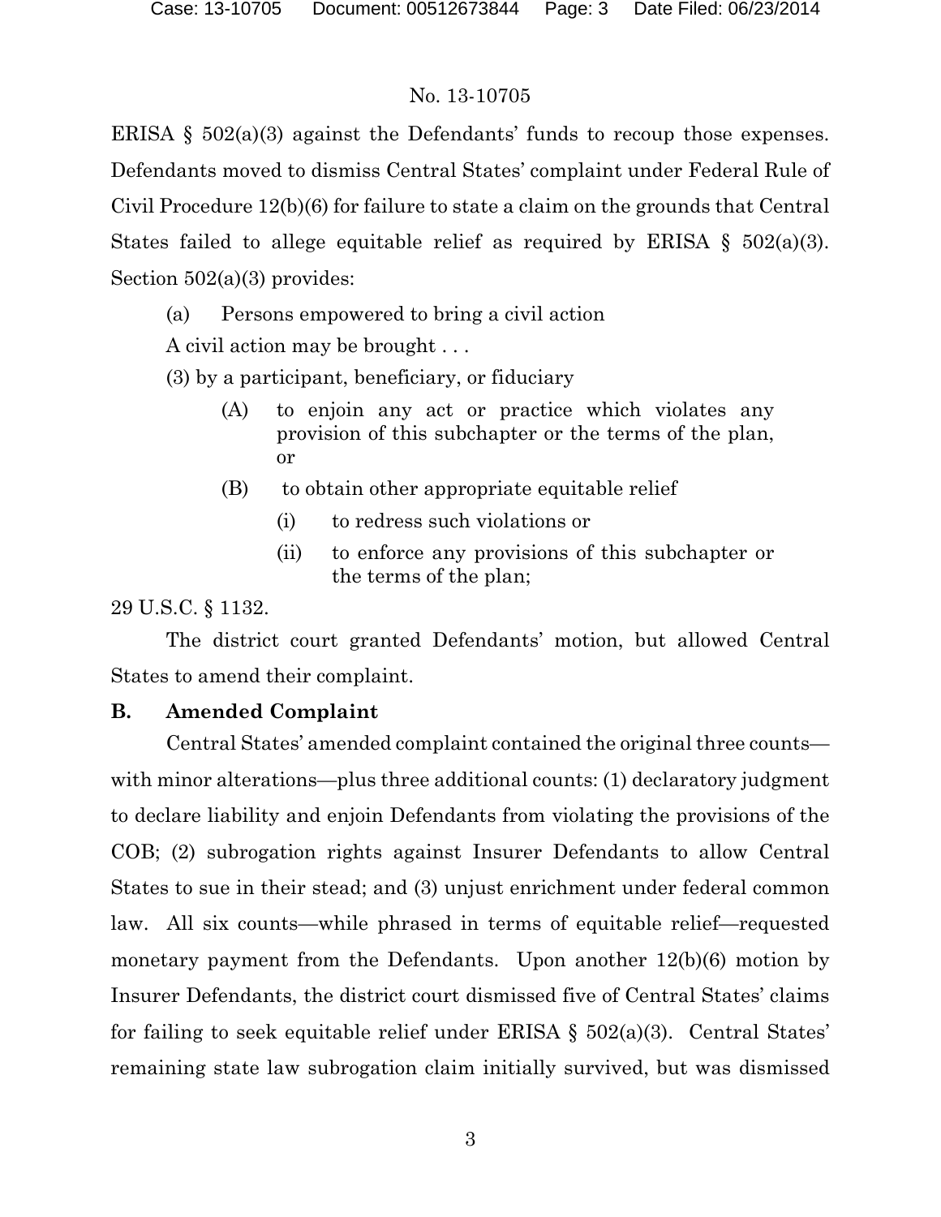ERISA § 502(a)(3) against the Defendants' funds to recoup those expenses. Defendants moved to dismiss Central States' complaint under Federal Rule of Civil Procedure 12(b)(6) for failure to state a claim on the grounds that Central States failed to allege equitable relief as required by ERISA § 502(a)(3). Section 502(a)(3) provides:

> (a) Persons empowered to bring a civil action
>
> A civil action may be brought . . .
>
> (3) by a participant, beneficiary, or fiduciary
>
> > (A) to enjoin any act or practice which violates any provision of this subchapter or the terms of the plan, or
> >
> > (B) to obtain other appropriate equitable relief
> >
> > > (i) to redress such violations or
> > >
> > > (ii) to enforce any provisions of this subchapter or the terms of the plan;

29 U.S.C. § 1132.

The district court granted Defendants' motion, but allowed Central States to amend their complaint.

## B. Amended Complaint

Central States' amended complaint contained the original three counts—with minor alterations—plus three additional counts: (1) declaratory judgment to declare liability and enjoin Defendants from violating the provisions of the COB; (2) subrogation rights against Insurer Defendants to allow Central States to sue in their stead; and (3) unjust enrichment under federal common law. All six counts—while phrased in terms of equitable relief—requested monetary payment from the Defendants. Upon another 12(b)(6) motion by Insurer Defendants, the district court dismissed five of Central States' claims for failing to seek equitable relief under ERISA § 502(a)(3). Central States' remaining state law subrogation claim initially survived, but was dismissed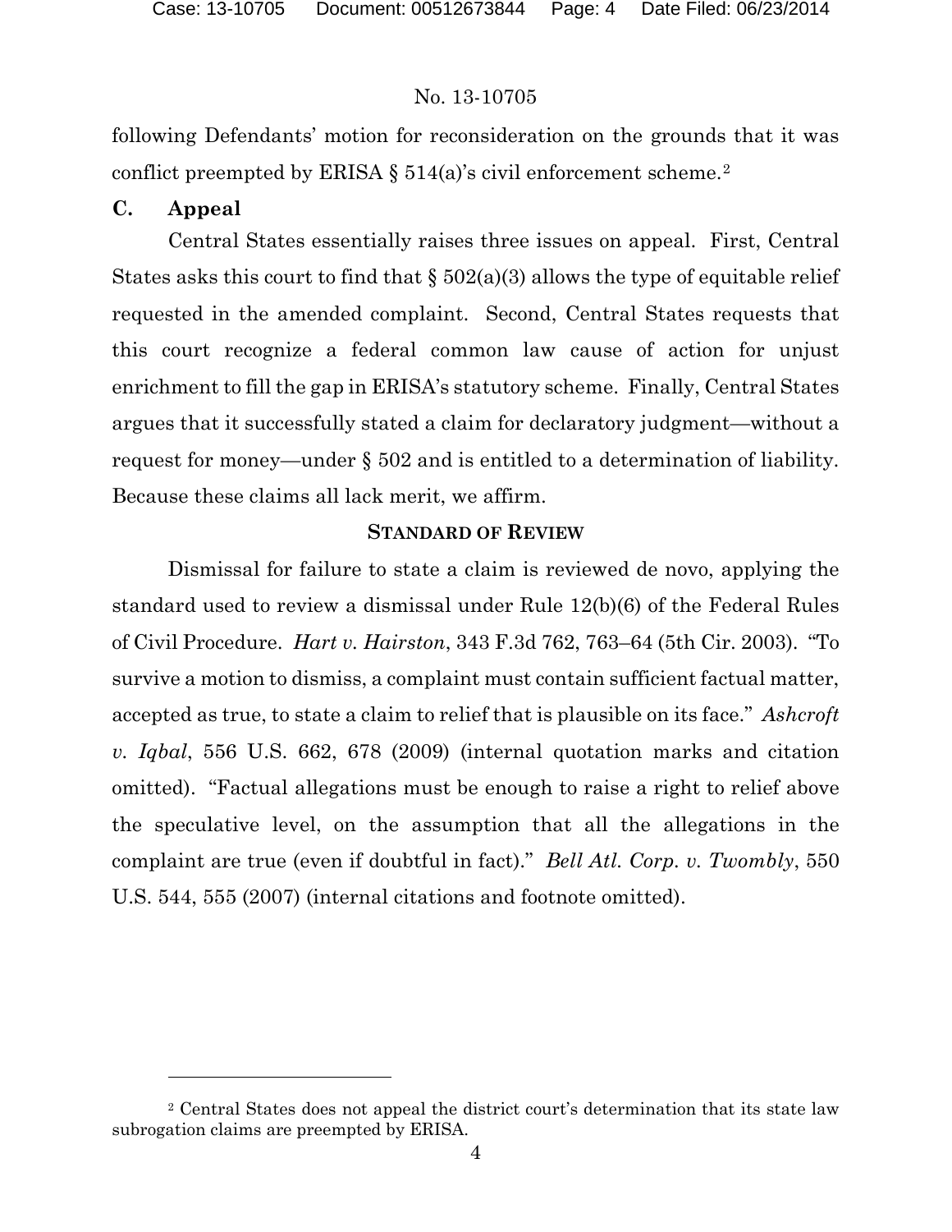following Defendants' motion for reconsideration on the grounds that it was conflict preempted by ERISA § 514(a)'s civil enforcement scheme.[2]

### C. Appeal

Central States essentially raises three issues on appeal. First, Central States asks this court to find that § 502(a)(3) allows the type of equitable relief requested in the amended complaint. Second, Central States requests that this court recognize a federal common law cause of action for unjust enrichment to fill the gap in ERISA's statutory scheme. Finally, Central States argues that it successfully stated a claim for declaratory judgment—without a request for money—under § 502 and is entitled to a determination of liability. Because these claims all lack merit, we affirm.

## STANDARD OF REVIEW

Dismissal for failure to state a claim is reviewed de novo, applying the standard used to review a dismissal under Rule 12(b)(6) of the Federal Rules of Civil Procedure. *Hart v. Hairston*, 343 F.3d 762, 763–64 (5th Cir. 2003). "To survive a motion to dismiss, a complaint must contain sufficient factual matter, accepted as true, to state a claim to relief that is plausible on its face." *Ashcroft v. Iqbal*, 556 U.S. 662, 678 (2009) (internal quotation marks and citation omitted). "Factual allegations must be enough to raise a right to relief above the speculative level, on the assumption that all the allegations in the complaint are true (even if doubtful in fact)." *Bell Atl. Corp. v. Twombly*, 550 U.S. 544, 555 (2007) (internal citations and footnote omitted).

---

[2] Central States does not appeal the district court's determination that its state law subrogation claims are preempted by ERISA.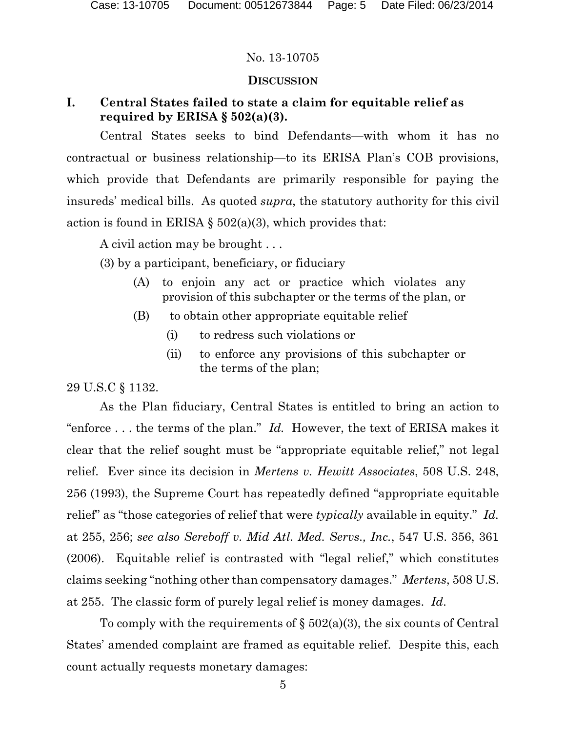No. 13-10705

## DISCUSSION

### I. Central States failed to state a claim for equitable relief as required by ERISA § 502(a)(3).

Central States seeks to bind Defendants—with whom it has no contractual or business relationship—to its ERISA Plan's COB provisions, which provide that Defendants are primarily responsible for paying the insureds' medical bills. As quoted *supra*, the statutory authority for this civil action is found in ERISA § 502(a)(3), which provides that:

> A civil action may be brought . . .
>
> (3) by a participant, beneficiary, or fiduciary
>
> > (A) to enjoin any act or practice which violates any provision of this subchapter or the terms of the plan, or
> >
> > (B) to obtain other appropriate equitable relief
> >
> > > (i) to redress such violations or
> > >
> > > (ii) to enforce any provisions of this subchapter or the terms of the plan;

29 U.S.C § 1132.

As the Plan fiduciary, Central States is entitled to bring an action to "enforce . . . the terms of the plan." *Id.* However, the text of ERISA makes it clear that the relief sought must be "appropriate equitable relief," not legal relief. Ever since its decision in *Mertens v. Hewitt Associates*, 508 U.S. 248, 256 (1993), the Supreme Court has repeatedly defined "appropriate equitable relief" as "those categories of relief that were *typically* available in equity." *Id.* at 255, 256; *see also Sereboff v. Mid Atl. Med. Servs., Inc.*, 547 U.S. 356, 361 (2006). Equitable relief is contrasted with "legal relief," which constitutes claims seeking "nothing other than compensatory damages." *Mertens*, 508 U.S. at 255. The classic form of purely legal relief is money damages. *Id*.

To comply with the requirements of § 502(a)(3), the six counts of Central States' amended complaint are framed as equitable relief. Despite this, each count actually requests monetary damages: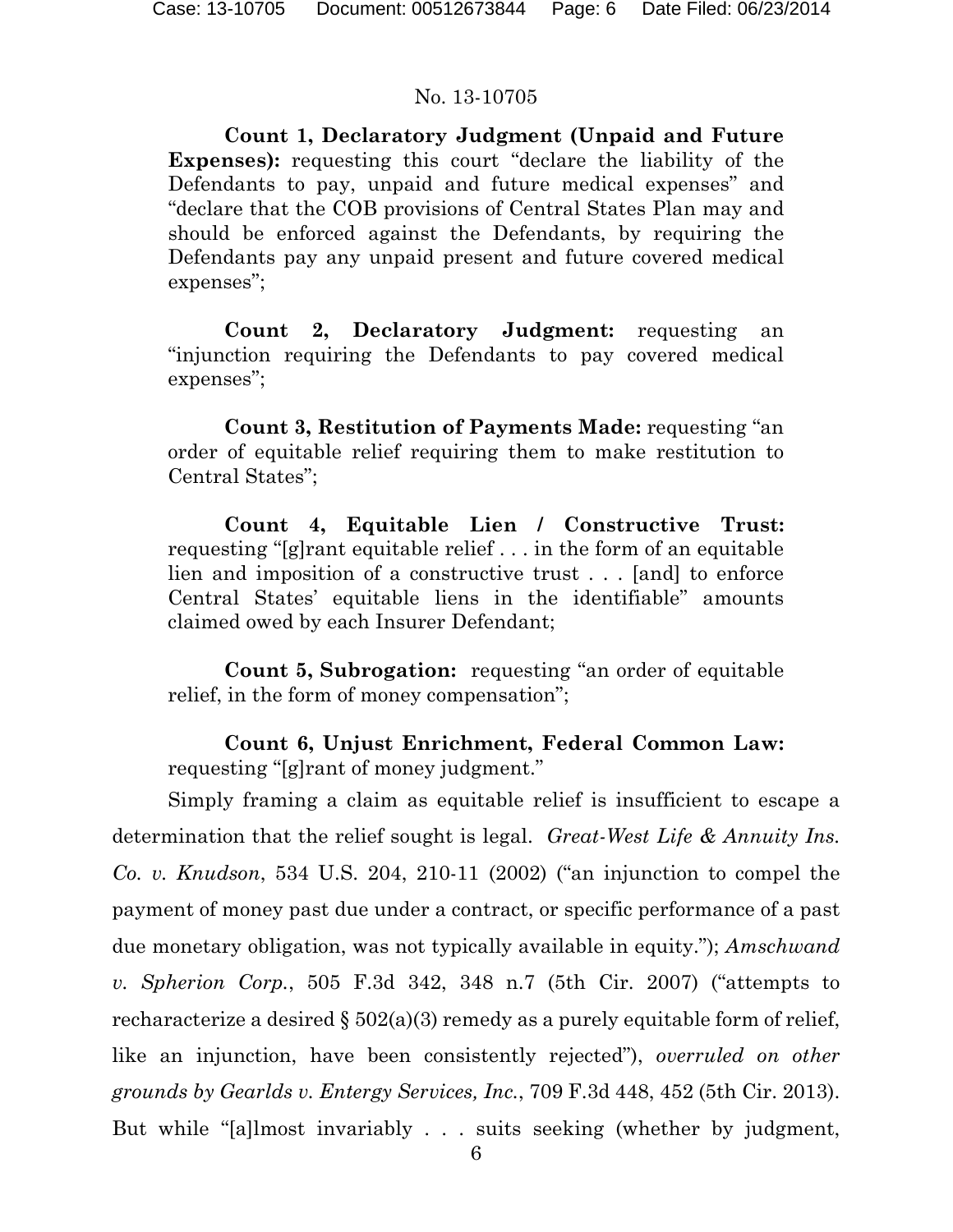**Count 1, Declaratory Judgment (Unpaid and Future Expenses):** requesting this court "declare the liability of the Defendants to pay, unpaid and future medical expenses" and "declare that the COB provisions of Central States Plan may and should be enforced against the Defendants, by requiring the Defendants pay any unpaid present and future covered medical expenses";

**Count 2, Declaratory Judgment:** requesting an "injunction requiring the Defendants to pay covered medical expenses";

**Count 3, Restitution of Payments Made:** requesting "an order of equitable relief requiring them to make restitution to Central States";

**Count 4, Equitable Lien / Constructive Trust:** requesting "[g]rant equitable relief . . . in the form of an equitable lien and imposition of a constructive trust . . . [and] to enforce Central States' equitable liens in the identifiable" amounts claimed owed by each Insurer Defendant;

**Count 5, Subrogation:** requesting "an order of equitable relief, in the form of money compensation";

**Count 6, Unjust Enrichment, Federal Common Law:** requesting "[g]rant of money judgment."

Simply framing a claim as equitable relief is insufficient to escape a determination that the relief sought is legal. *Great-West Life & Annuity Ins. Co. v. Knudson*, 534 U.S. 204, 210-11 (2002) ("an injunction to compel the payment of money past due under a contract, or specific performance of a past due monetary obligation, was not typically available in equity."); *Amschwand v. Spherion Corp.*, 505 F.3d 342, 348 n.7 (5th Cir. 2007) ("attempts to recharacterize a desired § 502(a)(3) remedy as a purely equitable form of relief, like an injunction, have been consistently rejected"), *overruled on other grounds by Gearlds v. Entergy Services, Inc.*, 709 F.3d 448, 452 (5th Cir. 2013). But while "[a]lmost invariably . . . suits seeking (whether by judgment,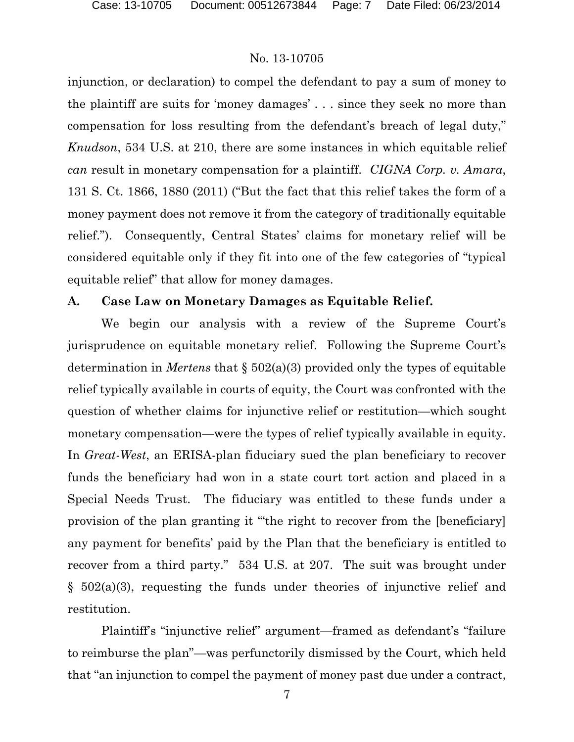injunction, or declaration) to compel the defendant to pay a sum of money to the plaintiff are suits for 'money damages' . . . since they seek no more than compensation for loss resulting from the defendant's breach of legal duty," *Knudson*, 534 U.S. at 210, there are some instances in which equitable relief *can* result in monetary compensation for a plaintiff. *CIGNA Corp. v. Amara*, 131 S. Ct. 1866, 1880 (2011) ("But the fact that this relief takes the form of a money payment does not remove it from the category of traditionally equitable relief."). Consequently, Central States' claims for monetary relief will be considered equitable only if they fit into one of the few categories of "typical equitable relief" that allow for money damages.

**A. Case Law on Monetary Damages as Equitable Relief.**

We begin our analysis with a review of the Supreme Court's jurisprudence on equitable monetary relief. Following the Supreme Court's determination in *Mertens* that § 502(a)(3) provided only the types of equitable relief typically available in courts of equity, the Court was confronted with the question of whether claims for injunctive relief or restitution—which sought monetary compensation—were the types of relief typically available in equity. In *Great-West*, an ERISA-plan fiduciary sued the plan beneficiary to recover funds the beneficiary had won in a state court tort action and placed in a Special Needs Trust. The fiduciary was entitled to these funds under a provision of the plan granting it "'the right to recover from the [beneficiary] any payment for benefits' paid by the Plan that the beneficiary is entitled to recover from a third party." 534 U.S. at 207. The suit was brought under § 502(a)(3), requesting the funds under theories of injunctive relief and restitution.

Plaintiff's "injunctive relief" argument—framed as defendant's "failure to reimburse the plan"—was perfunctorily dismissed by the Court, which held that "an injunction to compel the payment of money past due under a contract,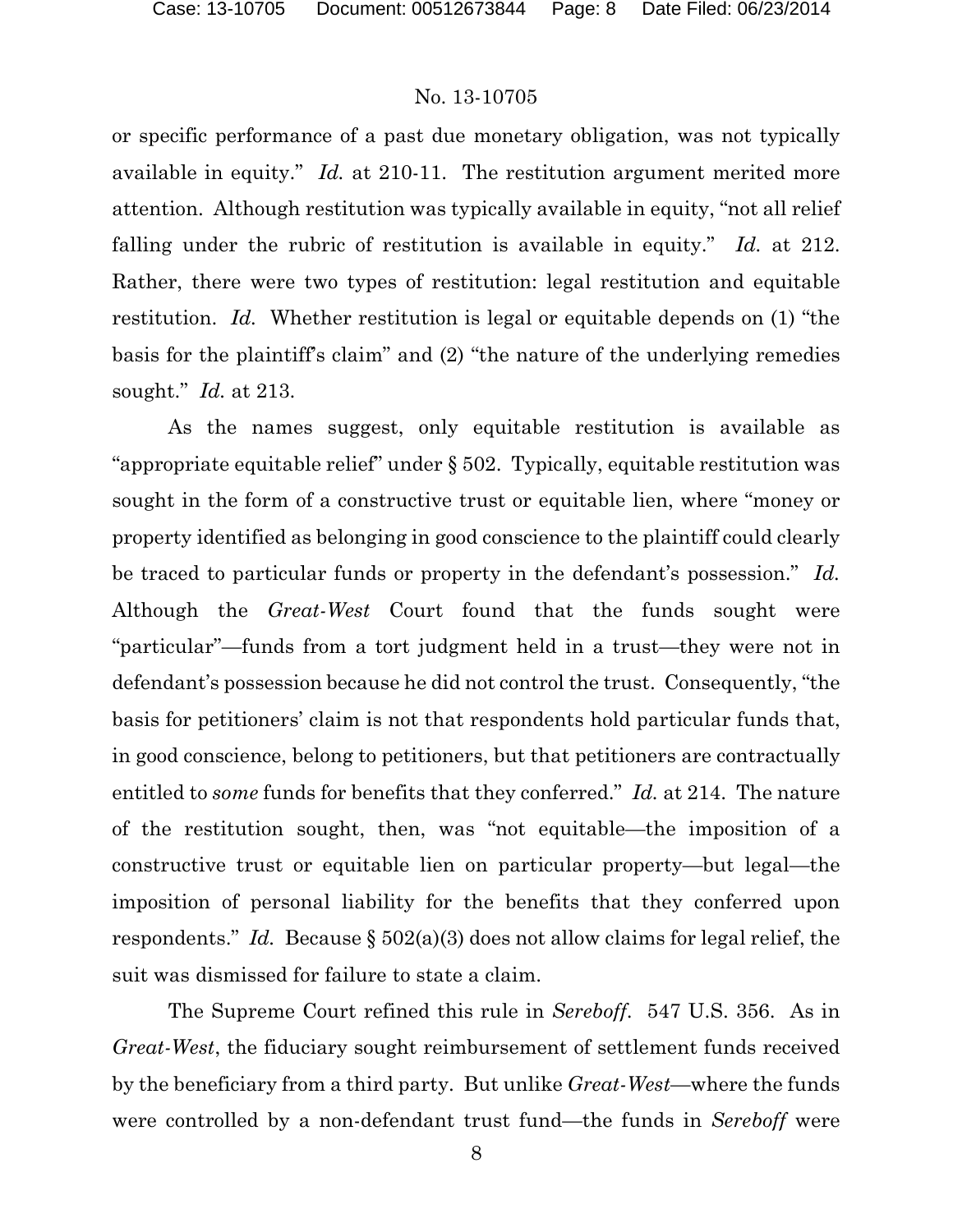or specific performance of a past due monetary obligation, was not typically available in equity." *Id.* at 210-11. The restitution argument merited more attention. Although restitution was typically available in equity, "not all relief falling under the rubric of restitution is available in equity." *Id.* at 212. Rather, there were two types of restitution: legal restitution and equitable restitution. *Id.* Whether restitution is legal or equitable depends on (1) "the basis for the plaintiff's claim" and (2) "the nature of the underlying remedies sought." *Id.* at 213.

As the names suggest, only equitable restitution is available as "appropriate equitable relief" under § 502. Typically, equitable restitution was sought in the form of a constructive trust or equitable lien, where "money or property identified as belonging in good conscience to the plaintiff could clearly be traced to particular funds or property in the defendant's possession." *Id.* Although the *Great-West* Court found that the funds sought were "particular"—funds from a tort judgment held in a trust—they were not in defendant's possession because he did not control the trust. Consequently, "the basis for petitioners' claim is not that respondents hold particular funds that, in good conscience, belong to petitioners, but that petitioners are contractually entitled to *some* funds for benefits that they conferred." *Id.* at 214. The nature of the restitution sought, then, was "not equitable—the imposition of a constructive trust or equitable lien on particular property—but legal—the imposition of personal liability for the benefits that they conferred upon respondents." *Id.* Because § 502(a)(3) does not allow claims for legal relief, the suit was dismissed for failure to state a claim.

The Supreme Court refined this rule in *Sereboff*. 547 U.S. 356. As in *Great-West*, the fiduciary sought reimbursement of settlement funds received by the beneficiary from a third party. But unlike *Great-West*—where the funds were controlled by a non-defendant trust fund—the funds in *Sereboff* were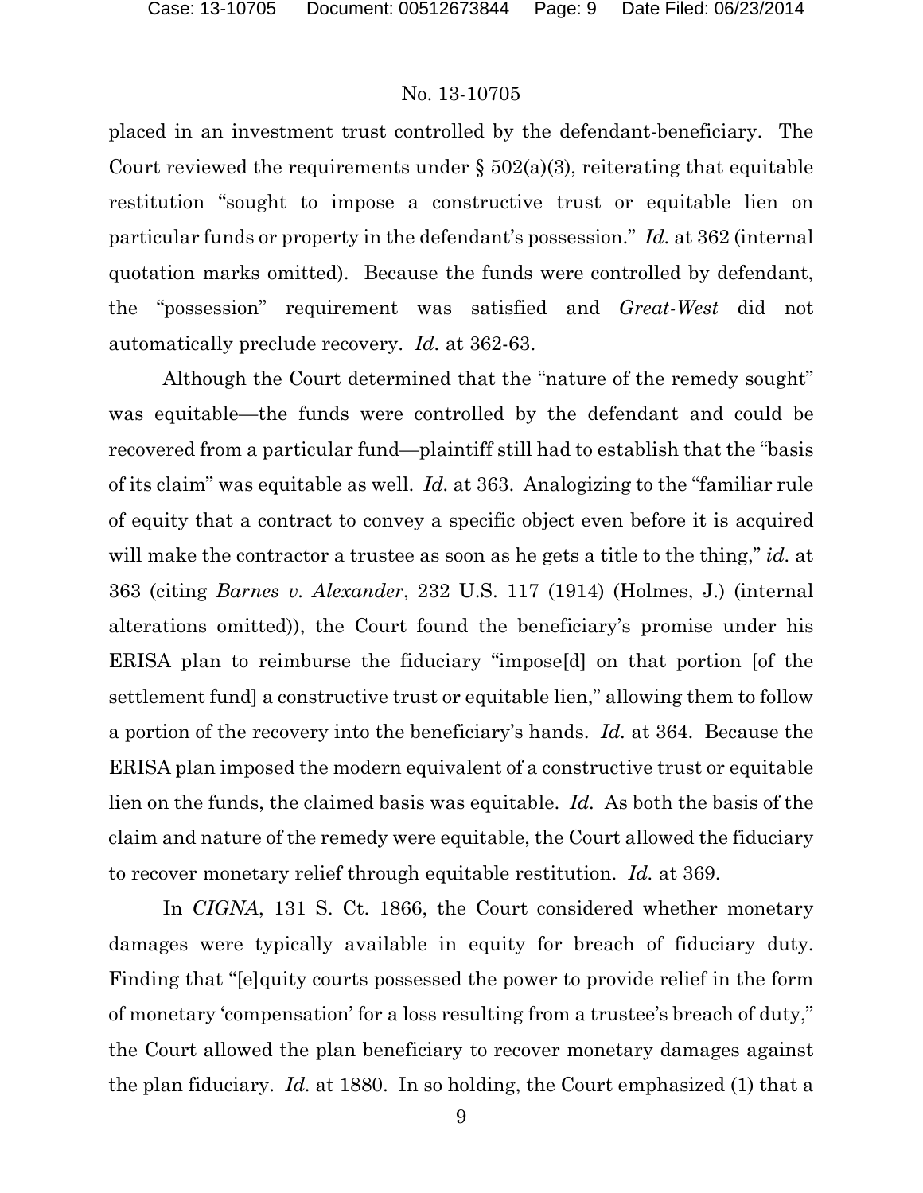placed in an investment trust controlled by the defendant-beneficiary. The Court reviewed the requirements under § 502(a)(3), reiterating that equitable restitution "sought to impose a constructive trust or equitable lien on particular funds or property in the defendant's possession." *Id.* at 362 (internal quotation marks omitted). Because the funds were controlled by defendant, the "possession" requirement was satisfied and *Great-West* did not automatically preclude recovery. *Id.* at 362-63.

Although the Court determined that the "nature of the remedy sought" was equitable—the funds were controlled by the defendant and could be recovered from a particular fund—plaintiff still had to establish that the "basis of its claim" was equitable as well. *Id.* at 363. Analogizing to the "familiar rule of equity that a contract to convey a specific object even before it is acquired will make the contractor a trustee as soon as he gets a title to the thing," *id.* at 363 (citing *Barnes v. Alexander*, 232 U.S. 117 (1914) (Holmes, J.) (internal alterations omitted)), the Court found the beneficiary's promise under his ERISA plan to reimburse the fiduciary "impose[d] on that portion [of the settlement fund] a constructive trust or equitable lien," allowing them to follow a portion of the recovery into the beneficiary's hands. *Id.* at 364. Because the ERISA plan imposed the modern equivalent of a constructive trust or equitable lien on the funds, the claimed basis was equitable. *Id.* As both the basis of the claim and nature of the remedy were equitable, the Court allowed the fiduciary to recover monetary relief through equitable restitution. *Id.* at 369.

In *CIGNA*, 131 S. Ct. 1866, the Court considered whether monetary damages were typically available in equity for breach of fiduciary duty. Finding that "[e]quity courts possessed the power to provide relief in the form of monetary 'compensation' for a loss resulting from a trustee's breach of duty," the Court allowed the plan beneficiary to recover monetary damages against the plan fiduciary. *Id.* at 1880. In so holding, the Court emphasized (1) that a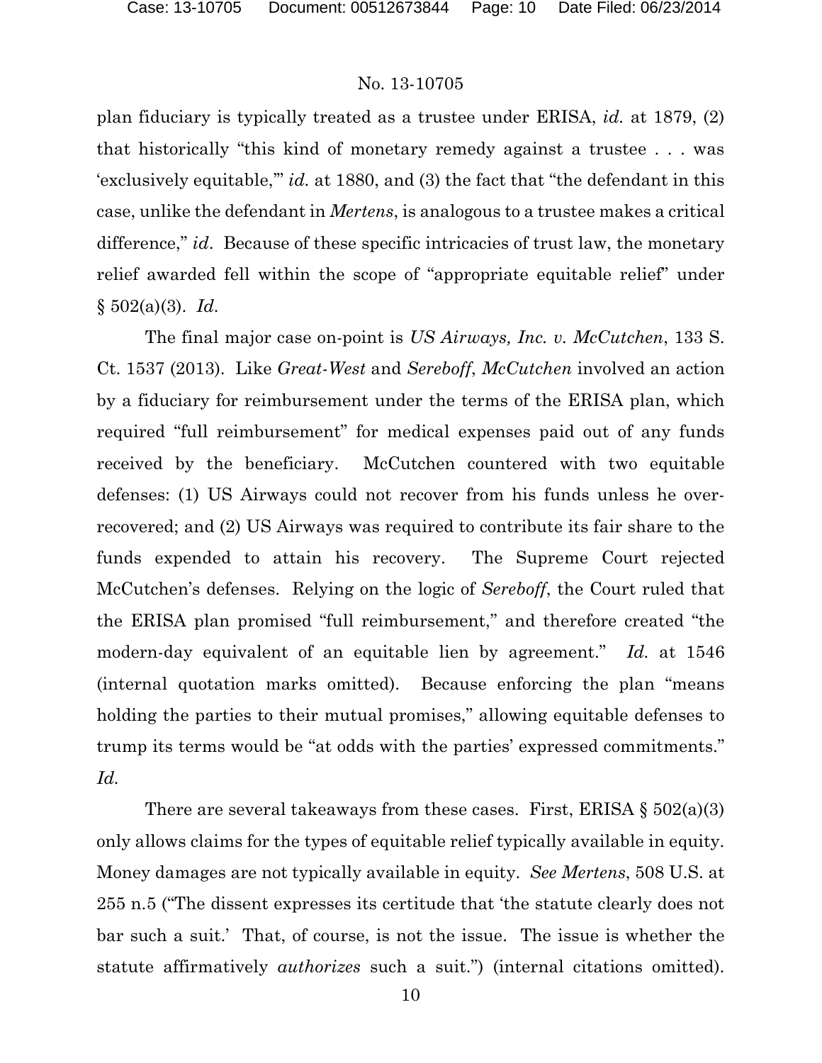plan fiduciary is typically treated as a trustee under ERISA, *id.* at 1879, (2) that historically "this kind of monetary remedy against a trustee . . . was 'exclusively equitable,'" *id.* at 1880, and (3) the fact that "the defendant in this case, unlike the defendant in *Mertens*, is analogous to a trustee makes a critical difference," *id*. Because of these specific intricacies of trust law, the monetary relief awarded fell within the scope of "appropriate equitable relief" under § 502(a)(3). *Id.*

The final major case on-point is *US Airways, Inc. v. McCutchen*, 133 S. Ct. 1537 (2013). Like *Great-West* and *Sereboff*, *McCutchen* involved an action by a fiduciary for reimbursement under the terms of the ERISA plan, which required "full reimbursement" for medical expenses paid out of any funds received by the beneficiary. McCutchen countered with two equitable defenses: (1) US Airways could not recover from his funds unless he over-recovered; and (2) US Airways was required to contribute its fair share to the funds expended to attain his recovery. The Supreme Court rejected McCutchen's defenses. Relying on the logic of *Sereboff*, the Court ruled that the ERISA plan promised "full reimbursement," and therefore created "the modern-day equivalent of an equitable lien by agreement." *Id.* at 1546 (internal quotation marks omitted). Because enforcing the plan "means holding the parties to their mutual promises," allowing equitable defenses to trump its terms would be "at odds with the parties' expressed commitments." *Id.*

There are several takeaways from these cases. First, ERISA § 502(a)(3) only allows claims for the types of equitable relief typically available in equity. Money damages are not typically available in equity. *See Mertens*, 508 U.S. at 255 n.5 ("The dissent expresses its certitude that 'the statute clearly does not bar such a suit.' That, of course, is not the issue. The issue is whether the statute affirmatively *authorizes* such a suit.") (internal citations omitted).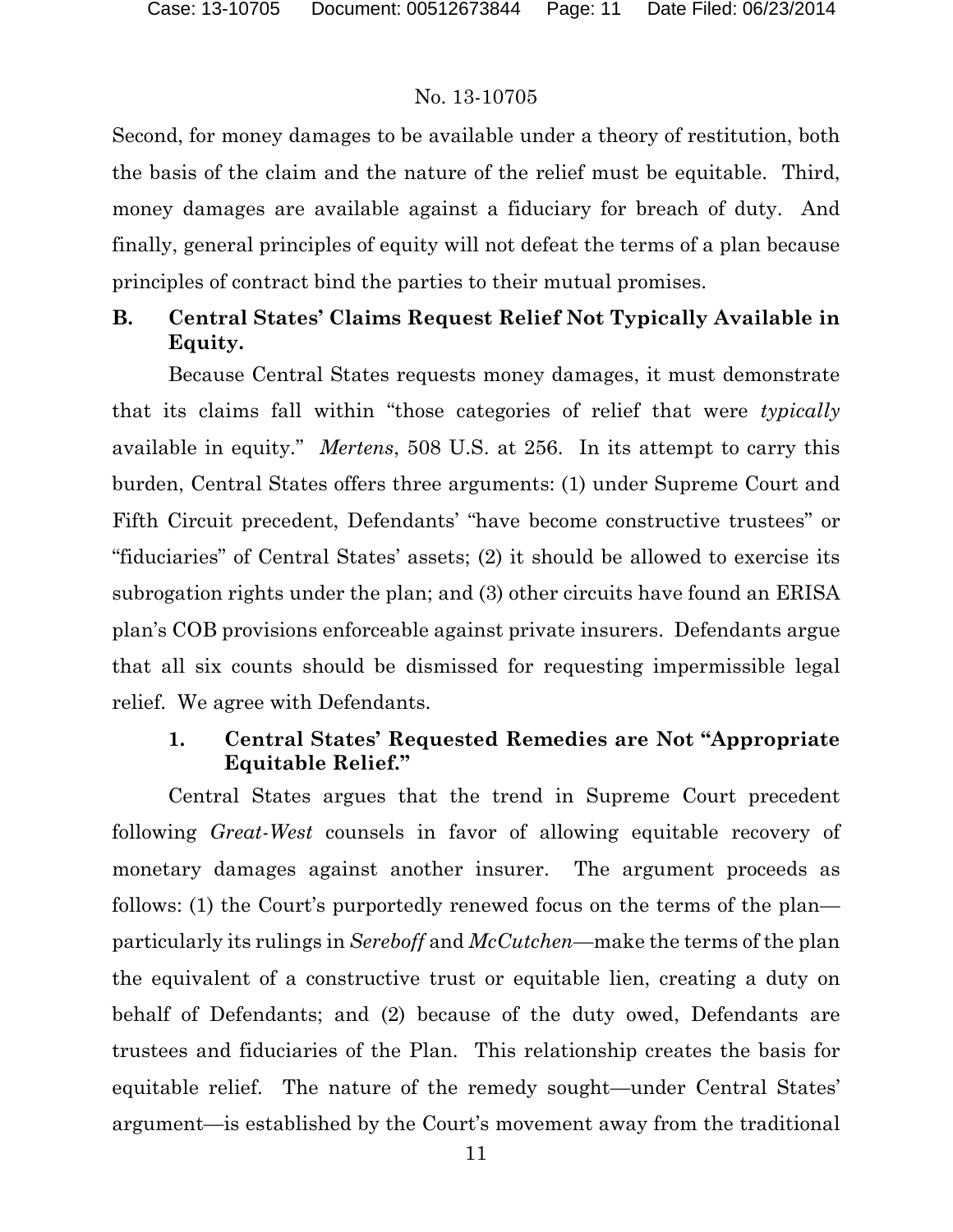Second, for money damages to be available under a theory of restitution, both the basis of the claim and the nature of the relief must be equitable. Third, money damages are available against a fiduciary for breach of duty. And finally, general principles of equity will not defeat the terms of a plan because principles of contract bind the parties to their mutual promises.

### B. Central States' Claims Request Relief Not Typically Available in Equity.

Because Central States requests money damages, it must demonstrate that its claims fall within "those categories of relief that were *typically* available in equity." *Mertens*, 508 U.S. at 256. In its attempt to carry this burden, Central States offers three arguments: (1) under Supreme Court and Fifth Circuit precedent, Defendants' "have become constructive trustees" or "fiduciaries" of Central States' assets; (2) it should be allowed to exercise its subrogation rights under the plan; and (3) other circuits have found an ERISA plan's COB provisions enforceable against private insurers. Defendants argue that all six counts should be dismissed for requesting impermissible legal relief. We agree with Defendants.

#### 1. Central States' Requested Remedies are Not "Appropriate Equitable Relief."

Central States argues that the trend in Supreme Court precedent following *Great-West* counsels in favor of allowing equitable recovery of monetary damages against another insurer. The argument proceeds as follows: (1) the Court's purportedly renewed focus on the terms of the plan—particularly its rulings in *Sereboff* and *McCutchen*—make the terms of the plan the equivalent of a constructive trust or equitable lien, creating a duty on behalf of Defendants; and (2) because of the duty owed, Defendants are trustees and fiduciaries of the Plan. This relationship creates the basis for equitable relief. The nature of the remedy sought—under Central States' argument—is established by the Court's movement away from the traditional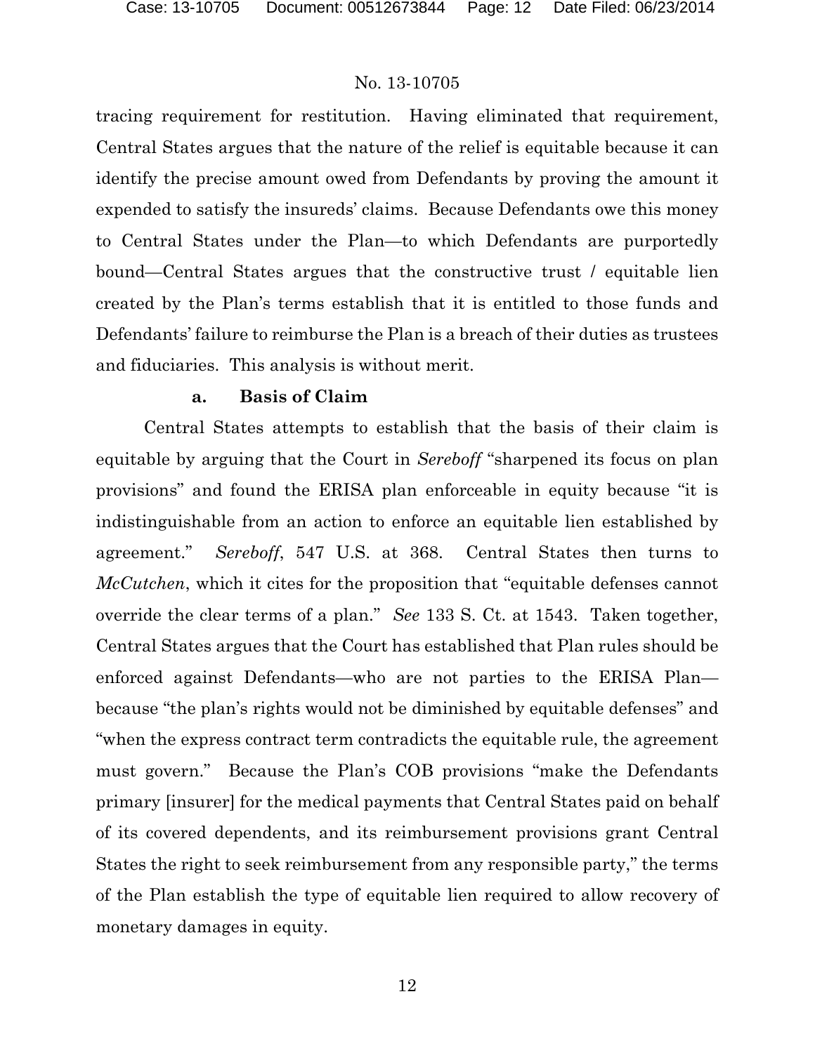tracing requirement for restitution. Having eliminated that requirement, Central States argues that the nature of the relief is equitable because it can identify the precise amount owed from Defendants by proving the amount it expended to satisfy the insureds' claims. Because Defendants owe this money to Central States under the Plan—to which Defendants are purportedly bound—Central States argues that the constructive trust / equitable lien created by the Plan's terms establish that it is entitled to those funds and Defendants' failure to reimburse the Plan is a breach of their duties as trustees and fiduciaries. This analysis is without merit.

**a. Basis of Claim**

Central States attempts to establish that the basis of their claim is equitable by arguing that the Court in *Sereboff* "sharpened its focus on plan provisions" and found the ERISA plan enforceable in equity because "it is indistinguishable from an action to enforce an equitable lien established by agreement." *Sereboff*, 547 U.S. at 368. Central States then turns to *McCutchen*, which it cites for the proposition that "equitable defenses cannot override the clear terms of a plan." *See* 133 S. Ct. at 1543. Taken together, Central States argues that the Court has established that Plan rules should be enforced against Defendants—who are not parties to the ERISA Plan—because "the plan's rights would not be diminished by equitable defenses" and "when the express contract term contradicts the equitable rule, the agreement must govern." Because the Plan's COB provisions "make the Defendants primary [insurer] for the medical payments that Central States paid on behalf of its covered dependents, and its reimbursement provisions grant Central States the right to seek reimbursement from any responsible party," the terms of the Plan establish the type of equitable lien required to allow recovery of monetary damages in equity.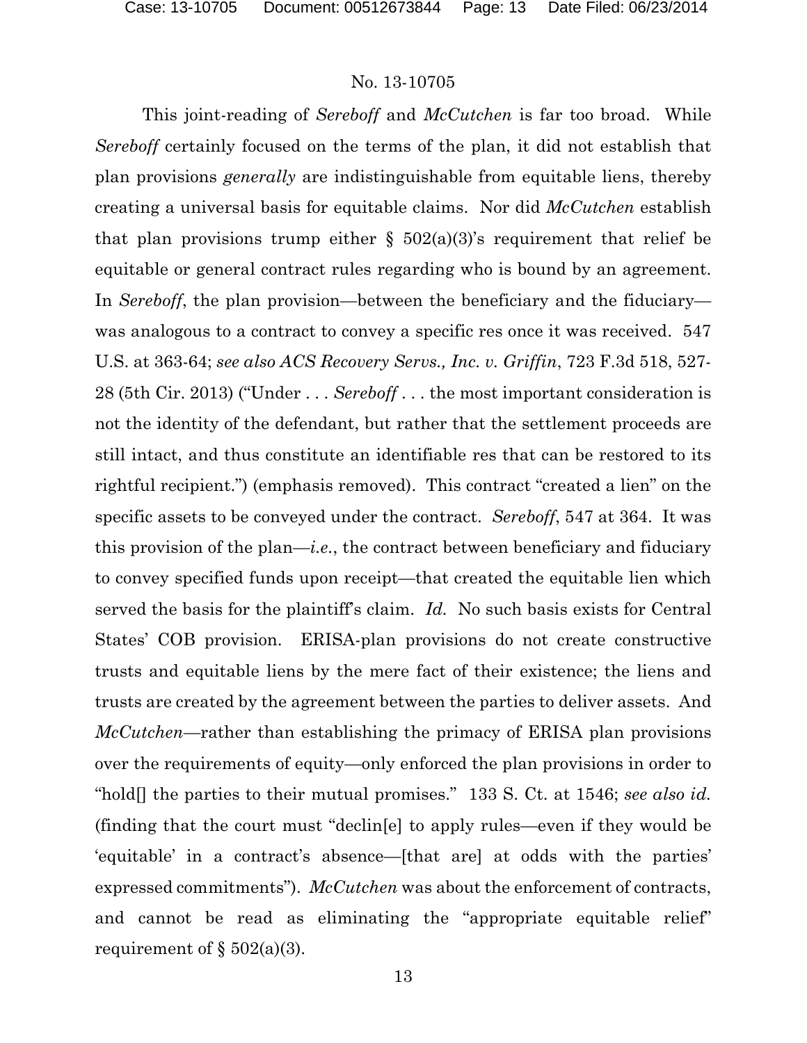This joint-reading of *Sereboff* and *McCutchen* is far too broad. While *Sereboff* certainly focused on the terms of the plan, it did not establish that plan provisions *generally* are indistinguishable from equitable liens, thereby creating a universal basis for equitable claims. Nor did *McCutchen* establish that plan provisions trump either § 502(a)(3)'s requirement that relief be equitable or general contract rules regarding who is bound by an agreement. In *Sereboff*, the plan provision—between the beneficiary and the fiduciary—was analogous to a contract to convey a specific res once it was received. 547 U.S. at 363-64; *see also ACS Recovery Servs., Inc. v. Griffin*, 723 F.3d 518, 527-28 (5th Cir. 2013) ("Under . . . *Sereboff* . . . the most important consideration is not the identity of the defendant, but rather that the settlement proceeds are still intact, and thus constitute an identifiable res that can be restored to its rightful recipient.") (emphasis removed). This contract "created a lien" on the specific assets to be conveyed under the contract. *Sereboff*, 547 at 364. It was this provision of the plan—*i.e.*, the contract between beneficiary and fiduciary to convey specified funds upon receipt—that created the equitable lien which served the basis for the plaintiff's claim. *Id.* No such basis exists for Central States' COB provision. ERISA-plan provisions do not create constructive trusts and equitable liens by the mere fact of their existence; the liens and trusts are created by the agreement between the parties to deliver assets. And *McCutchen*—rather than establishing the primacy of ERISA plan provisions over the requirements of equity—only enforced the plan provisions in order to "hold[] the parties to their mutual promises." 133 S. Ct. at 1546; *see also id.* (finding that the court must "declin[e] to apply rules—even if they would be 'equitable' in a contract's absence—[that are] at odds with the parties' expressed commitments"). *McCutchen* was about the enforcement of contracts, and cannot be read as eliminating the "appropriate equitable relief" requirement of § 502(a)(3).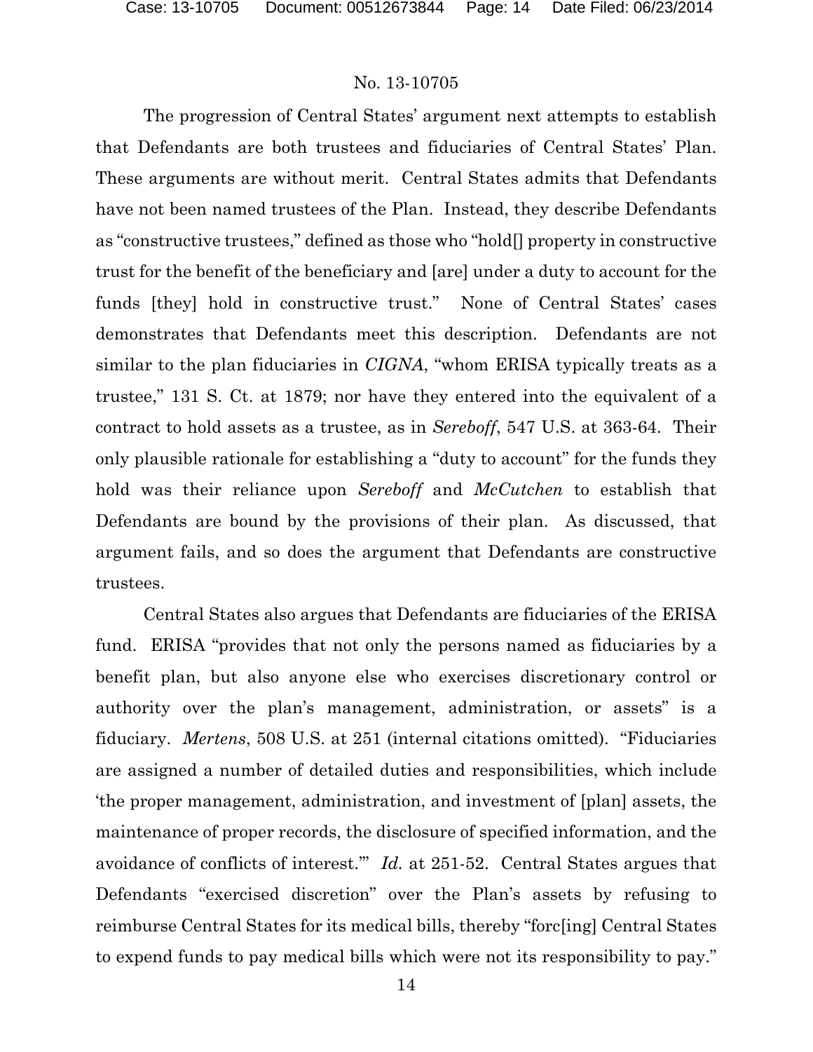The progression of Central States' argument next attempts to establish that Defendants are both trustees and fiduciaries of Central States' Plan. These arguments are without merit. Central States admits that Defendants have not been named trustees of the Plan. Instead, they describe Defendants as "constructive trustees," defined as those who "hold[] property in constructive trust for the benefit of the beneficiary and [are] under a duty to account for the funds [they] hold in constructive trust." None of Central States' cases demonstrates that Defendants meet this description. Defendants are not similar to the plan fiduciaries in *CIGNA*, "whom ERISA typically treats as a trustee," 131 S. Ct. at 1879; nor have they entered into the equivalent of a contract to hold assets as a trustee, as in *Sereboff*, 547 U.S. at 363-64. Their only plausible rationale for establishing a "duty to account" for the funds they hold was their reliance upon *Sereboff* and *McCutchen* to establish that Defendants are bound by the provisions of their plan. As discussed, that argument fails, and so does the argument that Defendants are constructive trustees.

Central States also argues that Defendants are fiduciaries of the ERISA fund. ERISA "provides that not only the persons named as fiduciaries by a benefit plan, but also anyone else who exercises discretionary control or authority over the plan's management, administration, or assets" is a fiduciary. *Mertens*, 508 U.S. at 251 (internal citations omitted). "Fiduciaries are assigned a number of detailed duties and responsibilities, which include 'the proper management, administration, and investment of [plan] assets, the maintenance of proper records, the disclosure of specified information, and the avoidance of conflicts of interest.'" *Id.* at 251-52. Central States argues that Defendants "exercised discretion" over the Plan's assets by refusing to reimburse Central States for its medical bills, thereby "forc[ing] Central States to expend funds to pay medical bills which were not its responsibility to pay."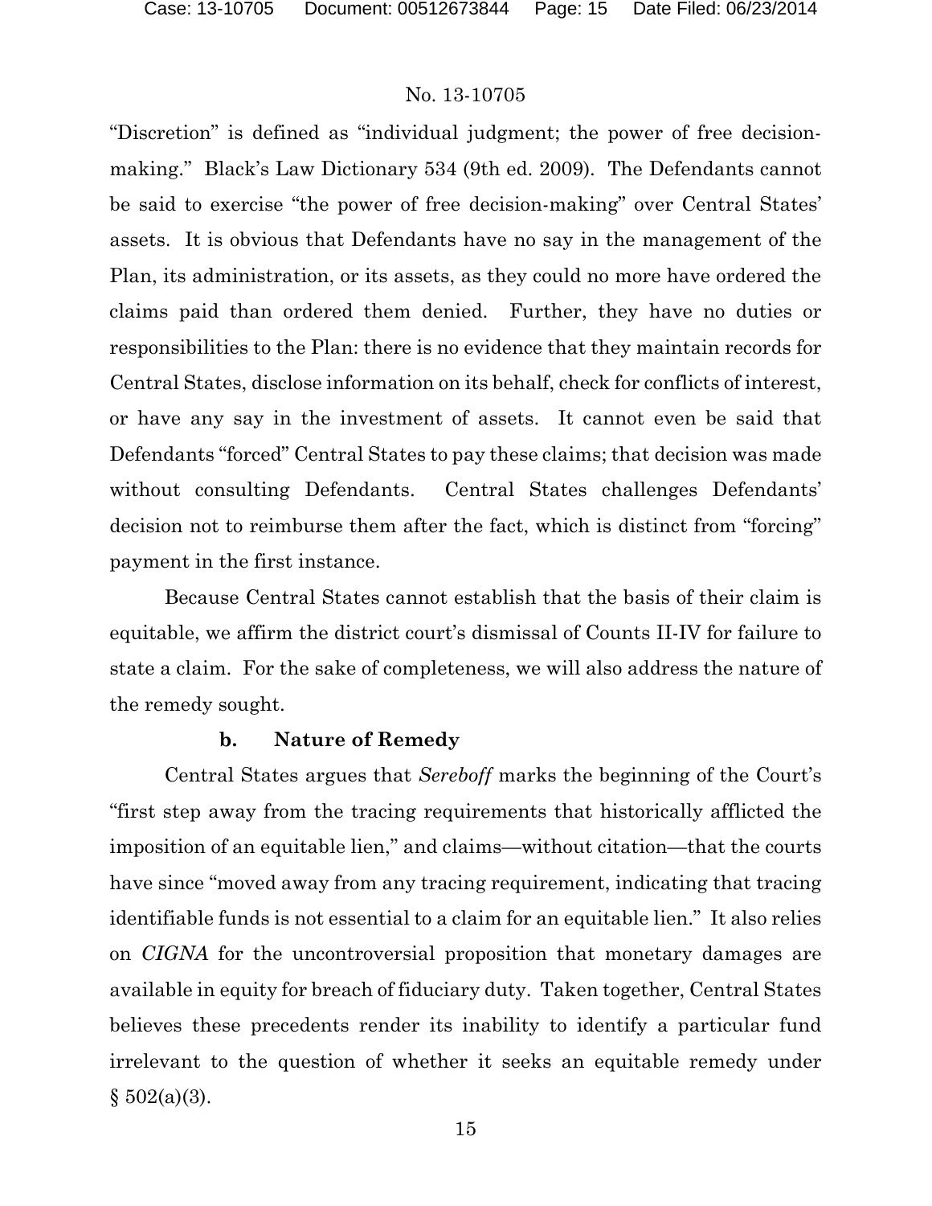"Discretion" is defined as "individual judgment; the power of free decision-making." Black's Law Dictionary 534 (9th ed. 2009). The Defendants cannot be said to exercise "the power of free decision-making" over Central States' assets. It is obvious that Defendants have no say in the management of the Plan, its administration, or its assets, as they could no more have ordered the claims paid than ordered them denied. Further, they have no duties or responsibilities to the Plan: there is no evidence that they maintain records for Central States, disclose information on its behalf, check for conflicts of interest, or have any say in the investment of assets. It cannot even be said that Defendants "forced" Central States to pay these claims; that decision was made without consulting Defendants. Central States challenges Defendants' decision not to reimburse them after the fact, which is distinct from "forcing" payment in the first instance.

Because Central States cannot establish that the basis of their claim is equitable, we affirm the district court's dismissal of Counts II-IV for failure to state a claim. For the sake of completeness, we will also address the nature of the remedy sought.

#### b. Nature of Remedy

Central States argues that *Sereboff* marks the beginning of the Court's "first step away from the tracing requirements that historically afflicted the imposition of an equitable lien," and claims—without citation—that the courts have since "moved away from any tracing requirement, indicating that tracing identifiable funds is not essential to a claim for an equitable lien." It also relies on *CIGNA* for the uncontroversial proposition that monetary damages are available in equity for breach of fiduciary duty. Taken together, Central States believes these precedents render its inability to identify a particular fund irrelevant to the question of whether it seeks an equitable remedy under § 502(a)(3).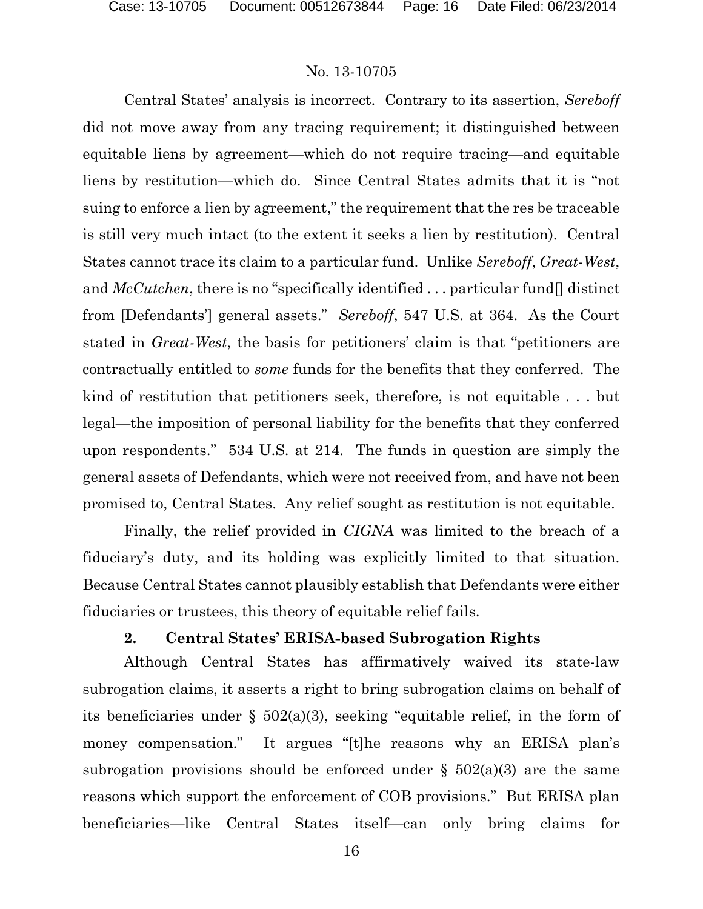Central States' analysis is incorrect. Contrary to its assertion, *Sereboff* did not move away from any tracing requirement; it distinguished between equitable liens by agreement—which do not require tracing—and equitable liens by restitution—which do. Since Central States admits that it is "not suing to enforce a lien by agreement," the requirement that the res be traceable is still very much intact (to the extent it seeks a lien by restitution). Central States cannot trace its claim to a particular fund. Unlike *Sereboff*, *Great-West*, and *McCutchen*, there is no "specifically identified . . . particular fund[] distinct from [Defendants'] general assets." *Sereboff*, 547 U.S. at 364. As the Court stated in *Great-West*, the basis for petitioners' claim is that "petitioners are contractually entitled to *some* funds for the benefits that they conferred. The kind of restitution that petitioners seek, therefore, is not equitable . . . but legal—the imposition of personal liability for the benefits that they conferred upon respondents." 534 U.S. at 214. The funds in question are simply the general assets of Defendants, which were not received from, and have not been promised to, Central States. Any relief sought as restitution is not equitable.

Finally, the relief provided in *CIGNA* was limited to the breach of a fiduciary's duty, and its holding was explicitly limited to that situation. Because Central States cannot plausibly establish that Defendants were either fiduciaries or trustees, this theory of equitable relief fails.

### 2. Central States' ERISA-based Subrogation Rights

Although Central States has affirmatively waived its state-law subrogation claims, it asserts a right to bring subrogation claims on behalf of its beneficiaries under § 502(a)(3), seeking "equitable relief, in the form of money compensation." It argues "[t]he reasons why an ERISA plan's subrogation provisions should be enforced under § 502(a)(3) are the same reasons which support the enforcement of COB provisions." But ERISA plan beneficiaries—like Central States itself—can only bring claims for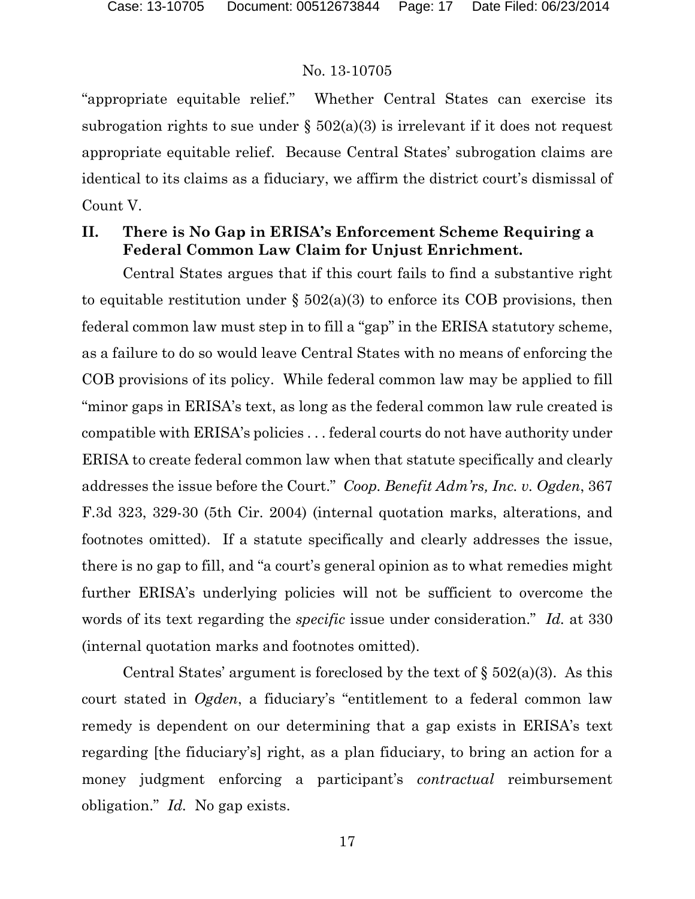"appropriate equitable relief." Whether Central States can exercise its subrogation rights to sue under § 502(a)(3) is irrelevant if it does not request appropriate equitable relief. Because Central States' subrogation claims are identical to its claims as a fiduciary, we affirm the district court's dismissal of Count V.

## II. There is No Gap in ERISA's Enforcement Scheme Requiring a Federal Common Law Claim for Unjust Enrichment.

Central States argues that if this court fails to find a substantive right to equitable restitution under § 502(a)(3) to enforce its COB provisions, then federal common law must step in to fill a "gap" in the ERISA statutory scheme, as a failure to do so would leave Central States with no means of enforcing the COB provisions of its policy. While federal common law may be applied to fill "minor gaps in ERISA's text, as long as the federal common law rule created is compatible with ERISA's policies . . . federal courts do not have authority under ERISA to create federal common law when that statute specifically and clearly addresses the issue before the Court." *Coop. Benefit Adm'rs, Inc. v. Ogden*, 367 F.3d 323, 329-30 (5th Cir. 2004) (internal quotation marks, alterations, and footnotes omitted). If a statute specifically and clearly addresses the issue, there is no gap to fill, and "a court's general opinion as to what remedies might further ERISA's underlying policies will not be sufficient to overcome the words of its text regarding the *specific* issue under consideration." *Id.* at 330 (internal quotation marks and footnotes omitted).

Central States' argument is foreclosed by the text of § 502(a)(3). As this court stated in *Ogden*, a fiduciary's "entitlement to a federal common law remedy is dependent on our determining that a gap exists in ERISA's text regarding [the fiduciary's] right, as a plan fiduciary, to bring an action for a money judgment enforcing a participant's *contractual* reimbursement obligation." *Id.* No gap exists.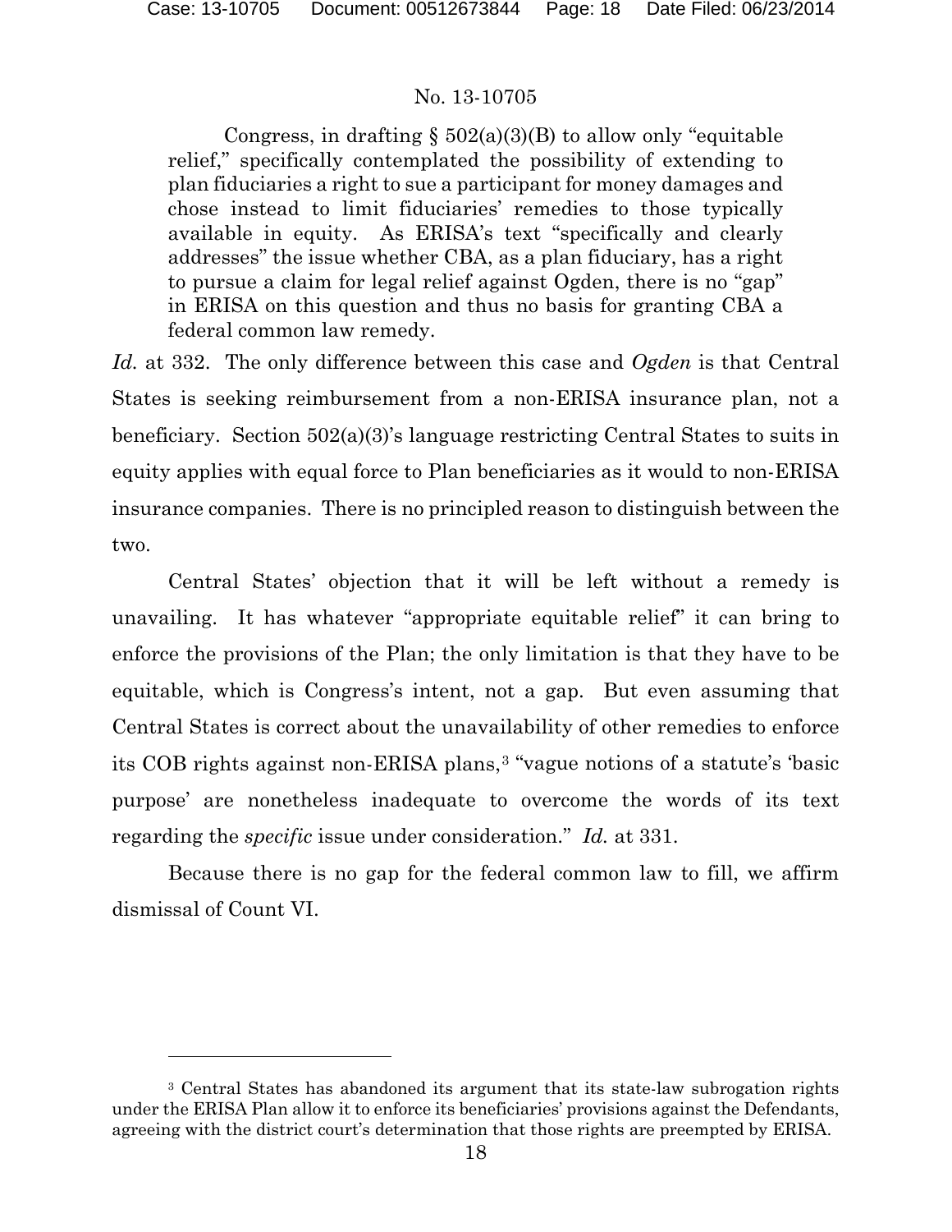> Congress, in drafting § 502(a)(3)(B) to allow only "equitable relief," specifically contemplated the possibility of extending to plan fiduciaries a right to sue a participant for money damages and chose instead to limit fiduciaries' remedies to those typically available in equity. As ERISA's text "specifically and clearly addresses" the issue whether CBA, as a plan fiduciary, has a right to pursue a claim for legal relief against Ogden, there is no "gap" in ERISA on this question and thus no basis for granting CBA a federal common law remedy.

*Id.* at 332. The only difference between this case and *Ogden* is that Central States is seeking reimbursement from a non-ERISA insurance plan, not a beneficiary. Section 502(a)(3)'s language restricting Central States to suits in equity applies with equal force to Plan beneficiaries as it would to non-ERISA insurance companies. There is no principled reason to distinguish between the two.

Central States' objection that it will be left without a remedy is unavailing. It has whatever "appropriate equitable relief" it can bring to enforce the provisions of the Plan; the only limitation is that they have to be equitable, which is Congress's intent, not a gap. But even assuming that Central States is correct about the unavailability of other remedies to enforce its COB rights against non-ERISA plans,[3] "vague notions of a statute's 'basic purpose' are nonetheless inadequate to overcome the words of its text regarding the *specific* issue under consideration." *Id.* at 331.

Because there is no gap for the federal common law to fill, we affirm dismissal of Count VI.

---

[3] Central States has abandoned its argument that its state-law subrogation rights under the ERISA Plan allow it to enforce its beneficiaries' provisions against the Defendants, agreeing with the district court's determination that those rights are preempted by ERISA.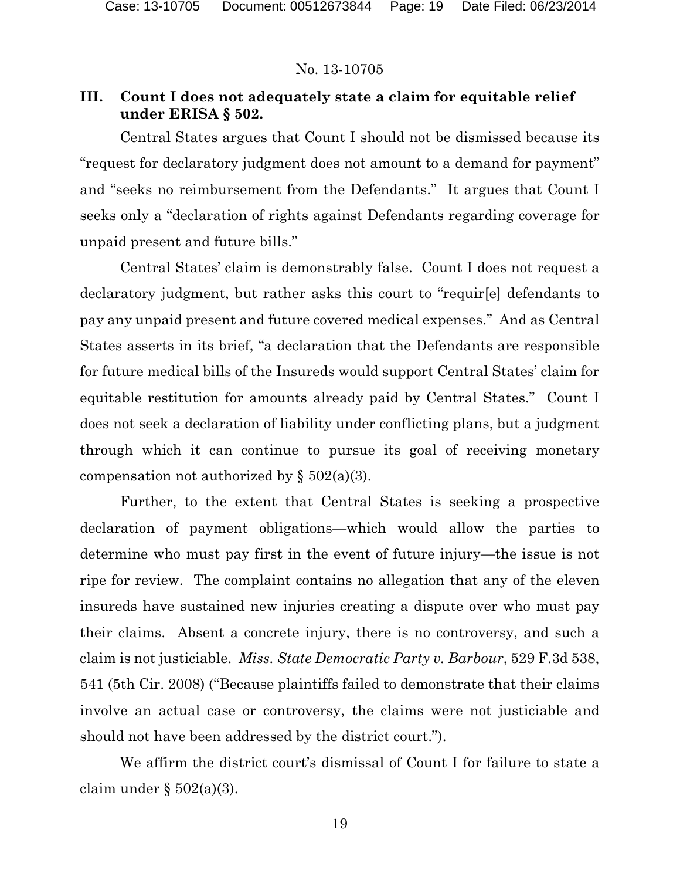No. 13-10705

## III. Count I does not adequately state a claim for equitable relief under ERISA § 502.

Central States argues that Count I should not be dismissed because its "request for declaratory judgment does not amount to a demand for payment" and "seeks no reimbursement from the Defendants." It argues that Count I seeks only a "declaration of rights against Defendants regarding coverage for unpaid present and future bills."

Central States' claim is demonstrably false. Count I does not request a declaratory judgment, but rather asks this court to "requir[e] defendants to pay any unpaid present and future covered medical expenses." And as Central States asserts in its brief, "a declaration that the Defendants are responsible for future medical bills of the Insureds would support Central States' claim for equitable restitution for amounts already paid by Central States." Count I does not seek a declaration of liability under conflicting plans, but a judgment through which it can continue to pursue its goal of receiving monetary compensation not authorized by § 502(a)(3).

Further, to the extent that Central States is seeking a prospective declaration of payment obligations—which would allow the parties to determine who must pay first in the event of future injury—the issue is not ripe for review. The complaint contains no allegation that any of the eleven insureds have sustained new injuries creating a dispute over who must pay their claims. Absent a concrete injury, there is no controversy, and such a claim is not justiciable. *Miss. State Democratic Party v. Barbour*, 529 F.3d 538, 541 (5th Cir. 2008) ("Because plaintiffs failed to demonstrate that their claims involve an actual case or controversy, the claims were not justiciable and should not have been addressed by the district court.").

We affirm the district court's dismissal of Count I for failure to state a claim under § 502(a)(3).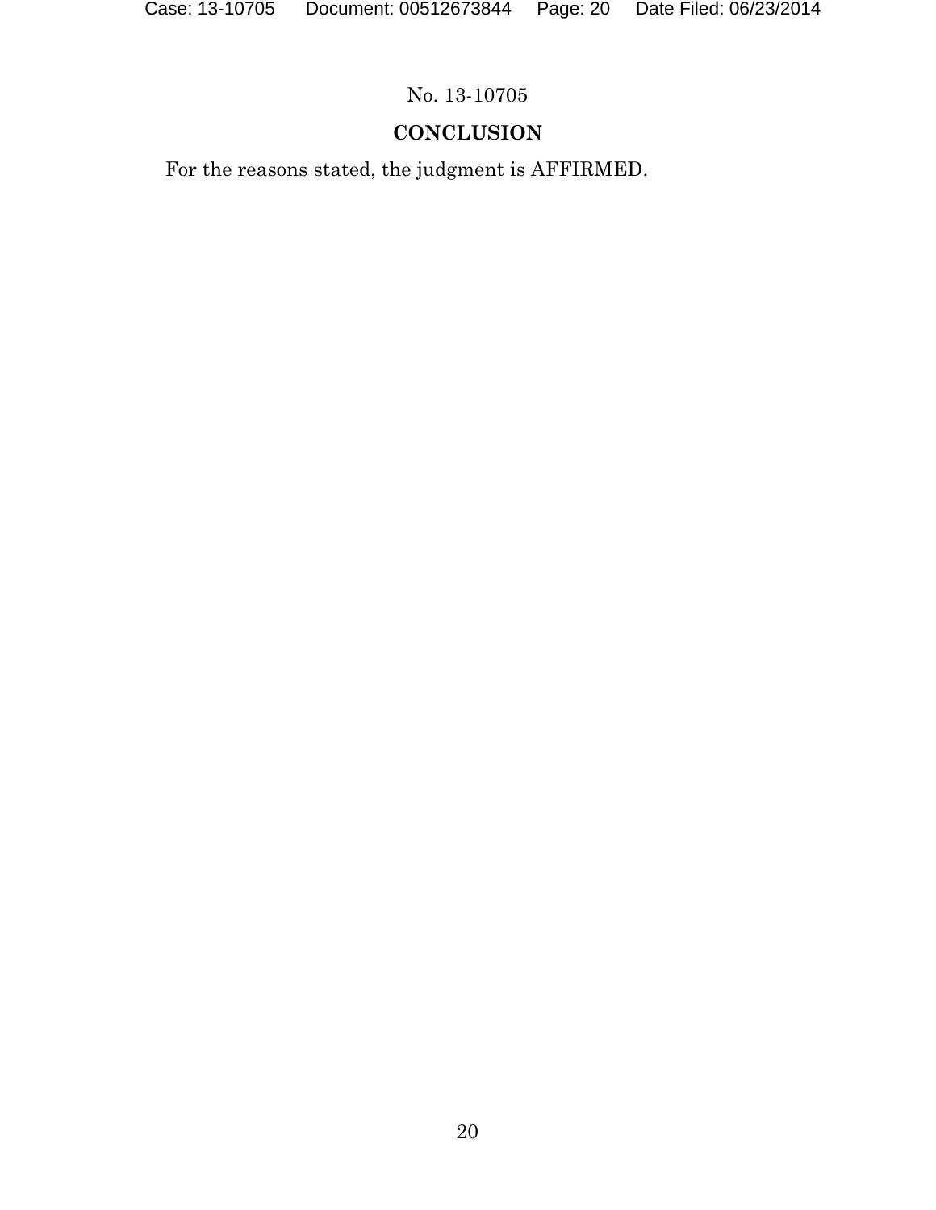No. 13-10705

## CONCLUSION

For the reasons stated, the judgment is AFFIRMED.